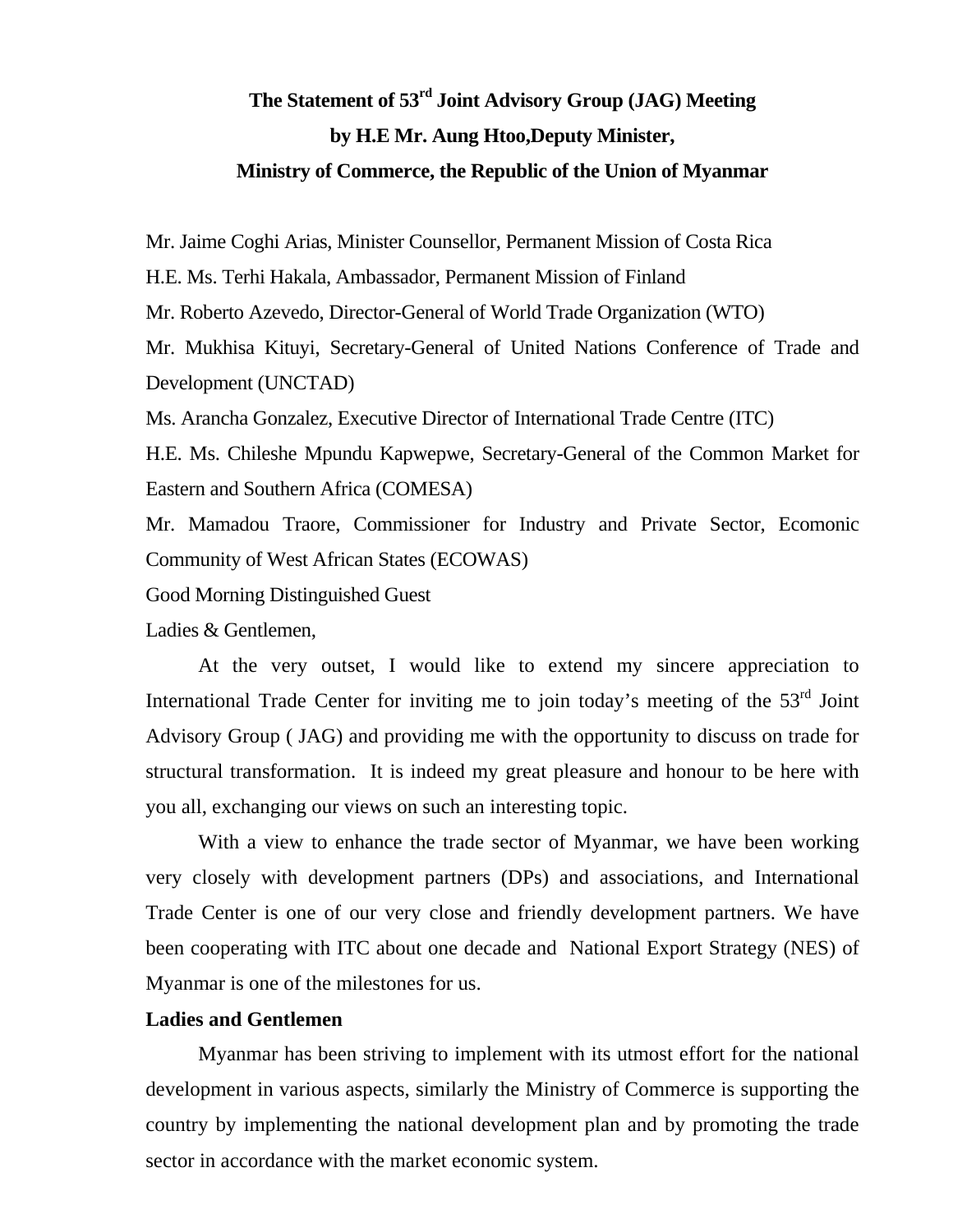# The Statement of 53rd Joint Advisory Group (JAG) Meeting by H.E Mr. Aung Htoo,Deputy Minister, Ministry of Commerce, the Republic of the Union of Myanmar

Mr. Jaime Coghi Arias, Minister Counsellor, Permanent Mission of Costa Rica

H.E. Ms. Terhi Hakala, Ambassador, Permanent Mission of Finland

Mr. Roberto Azevedo, Director-General of World Trade Organization (WTO)

Mr. Mukhisa Kituyi, Secretary-General of United Nations Conference of Trade and Development (UNCTAD)

Ms. Arancha Gonzalez, Executive Director of International Trade Centre (ITC)

H.E. Ms. Chileshe Mpundu Kapwepwe, Secretary-General of the Common Market for Eastern and Southern Africa (COMESA)

Mr. Mamadou Traore, Commissioner for Industry and Private Sector, Ecomonic Community of West African States (ECOWAS)

Good Morning Distinguished Guest

Ladies & Gentlemen,

At the very outset, I would like to extend my sincere appreciation to International Trade Center for inviting me to join today's meeting of the 53rd Joint Advisory Group ( JAG) and providing me with the opportunity to discuss on trade for structural transformation. It is indeed my great pleasure and honour to be here with you all, exchanging our views on such an interesting topic.

With a view to enhance the trade sector of Myanmar, we have been working very closely with development partners (DPs) and associations, and International Trade Center is one of our very close and friendly development partners. We have been cooperating with ITC about one decade and National Export Strategy (NES) of Myanmar is one of the milestones for us.

**Ladies and Gentlemen**

Myanmar has been striving to implement with its utmost effort for the national development in various aspects, similarly the Ministry of Commerce is supporting the country by implementing the national development plan and by promoting the trade sector in accordance with the market economic system.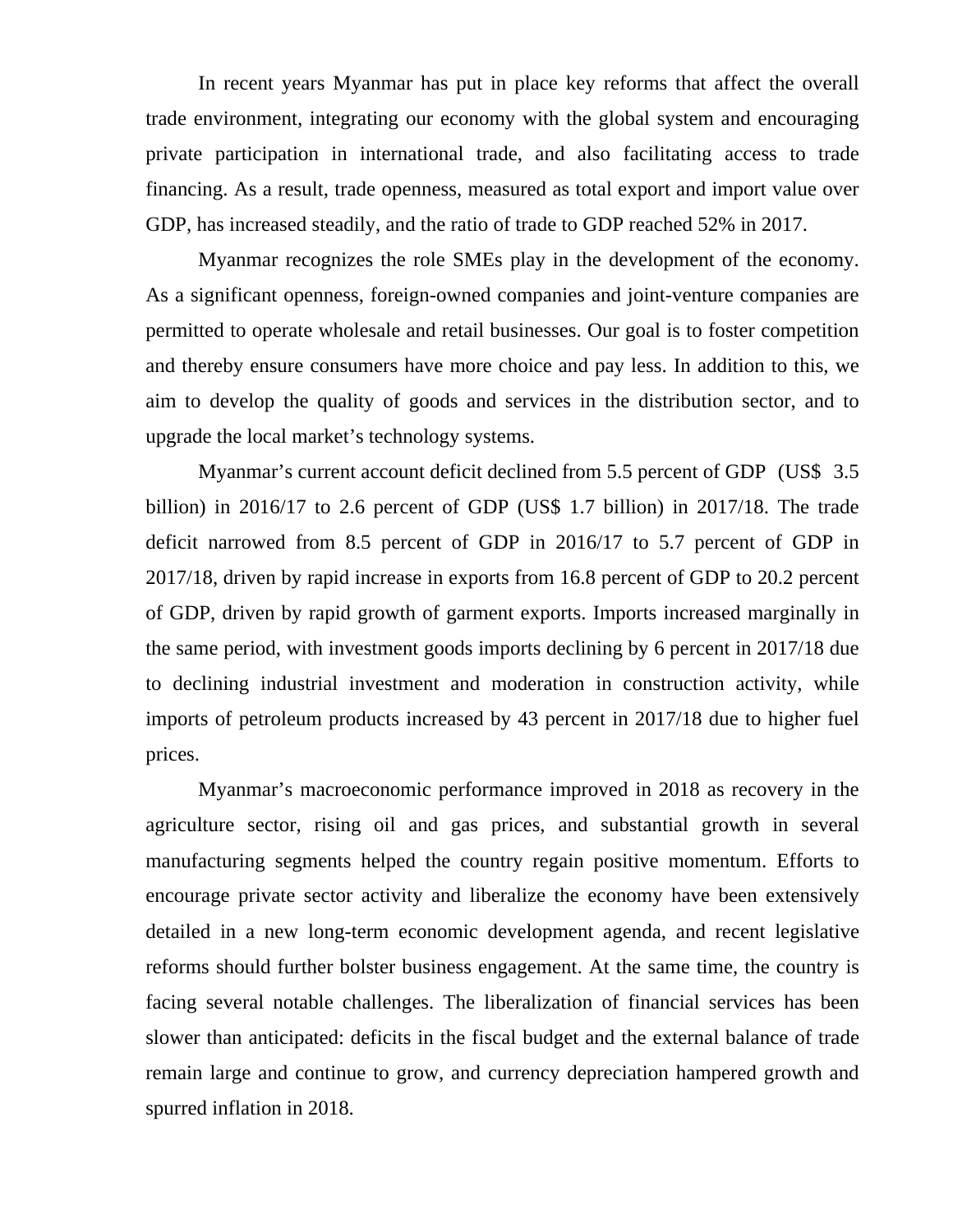In recent years Myanmar has put in place key reforms that affect the overall trade environment, integrating our economy with the global system and encouraging private participation in international trade, and also facilitating access to trade financing. As a result, trade openness, measured as total export and import value over GDP, has increased steadily, and the ratio of trade to GDP reached 52% in 2017.

Myanmar recognizes the role SMEs play in the development of the economy. As a significant openness, foreign-owned companies and joint-venture companies are permitted to operate wholesale and retail businesses. Our goal is to foster competition and thereby ensure consumers have more choice and pay less. In addition to this, we aim to develop the quality of goods and services in the distribution sector, and to upgrade the local market's technology systems.

Myanmar's current account deficit declined from 5.5 percent of GDP (US$ 3.5 billion) in 2016/17 to 2.6 percent of GDP (US$ 1.7 billion) in 2017/18. The trade deficit narrowed from 8.5 percent of GDP in 2016/17 to 5.7 percent of GDP in 2017/18, driven by rapid increase in exports from 16.8 percent of GDP to 20.2 percent of GDP, driven by rapid growth of garment exports. Imports increased marginally in the same period, with investment goods imports declining by 6 percent in 2017/18 due to declining industrial investment and moderation in construction activity, while imports of petroleum products increased by 43 percent in 2017/18 due to higher fuel prices.

Myanmar's macroeconomic performance improved in 2018 as recovery in the agriculture sector, rising oil and gas prices, and substantial growth in several manufacturing segments helped the country regain positive momentum. Efforts to encourage private sector activity and liberalize the economy have been extensively detailed in a new long-term economic development agenda, and recent legislative reforms should further bolster business engagement. At the same time, the country is facing several notable challenges. The liberalization of financial services has been slower than anticipated: deficits in the fiscal budget and the external balance of trade remain large and continue to grow, and currency depreciation hampered growth and spurred inflation in 2018.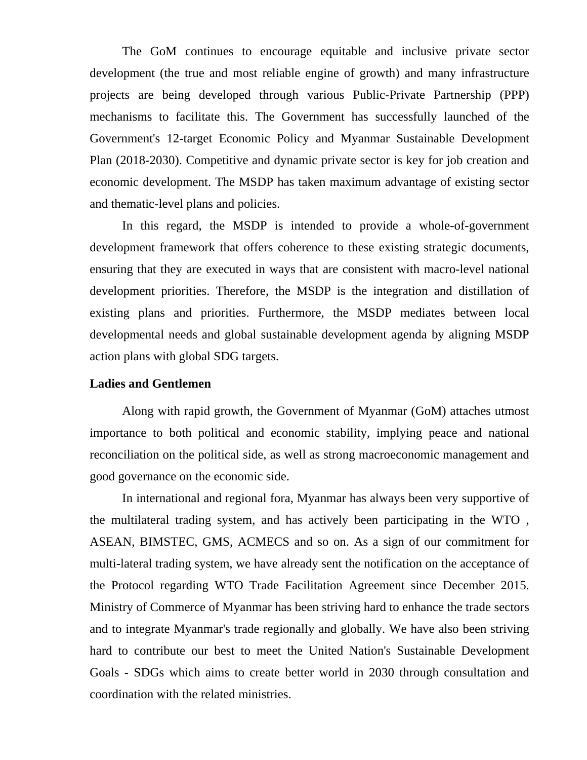The GoM continues to encourage equitable and inclusive private sector development (the true and most reliable engine of growth) and many infrastructure projects are being developed through various Public-Private Partnership (PPP) mechanisms to facilitate this. The Government has successfully launched of the Government's 12-target Economic Policy and Myanmar Sustainable Development Plan (2018-2030). Competitive and dynamic private sector is key for job creation and economic development. The MSDP has taken maximum advantage of existing sector and thematic-level plans and policies.

In this regard, the MSDP is intended to provide a whole-of-government development framework that offers coherence to these existing strategic documents, ensuring that they are executed in ways that are consistent with macro-level national development priorities. Therefore, the MSDP is the integration and distillation of existing plans and priorities. Furthermore, the MSDP mediates between local developmental needs and global sustainable development agenda by aligning MSDP action plans with global SDG targets.

**Ladies and Gentlemen**

Along with rapid growth, the Government of Myanmar (GoM) attaches utmost importance to both political and economic stability, implying peace and national reconciliation on the political side, as well as strong macroeconomic management and good governance on the economic side.

In international and regional fora, Myanmar has always been very supportive of the multilateral trading system, and has actively been participating in the WTO , ASEAN, BIMSTEC, GMS, ACMECS and so on. As a sign of our commitment for multi-lateral trading system, we have already sent the notification on the acceptance of the Protocol regarding WTO Trade Facilitation Agreement since December 2015. Ministry of Commerce of Myanmar has been striving hard to enhance the trade sectors and to integrate Myanmar's trade regionally and globally. We have also been striving hard to contribute our best to meet the United Nation's Sustainable Development Goals - SDGs which aims to create better world in 2030 through consultation and coordination with the related ministries.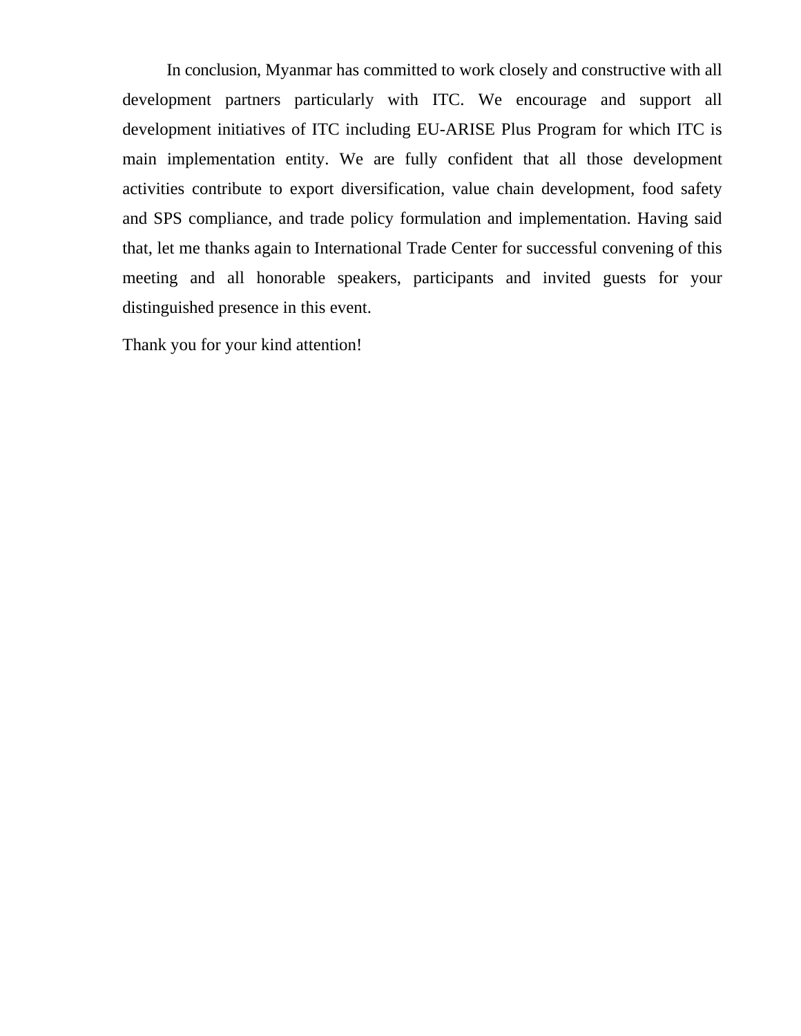In conclusion, Myanmar has committed to work closely and constructive with all development partners particularly with ITC. We encourage and support all development initiatives of ITC including EU-ARISE Plus Program for which ITC is main implementation entity. We are fully confident that all those development activities contribute to export diversification, value chain development, food safety and SPS compliance, and trade policy formulation and implementation. Having said that, let me thanks again to International Trade Center for successful convening of this meeting and all honorable speakers, participants and invited guests for your distinguished presence in this event.

Thank you for your kind attention!